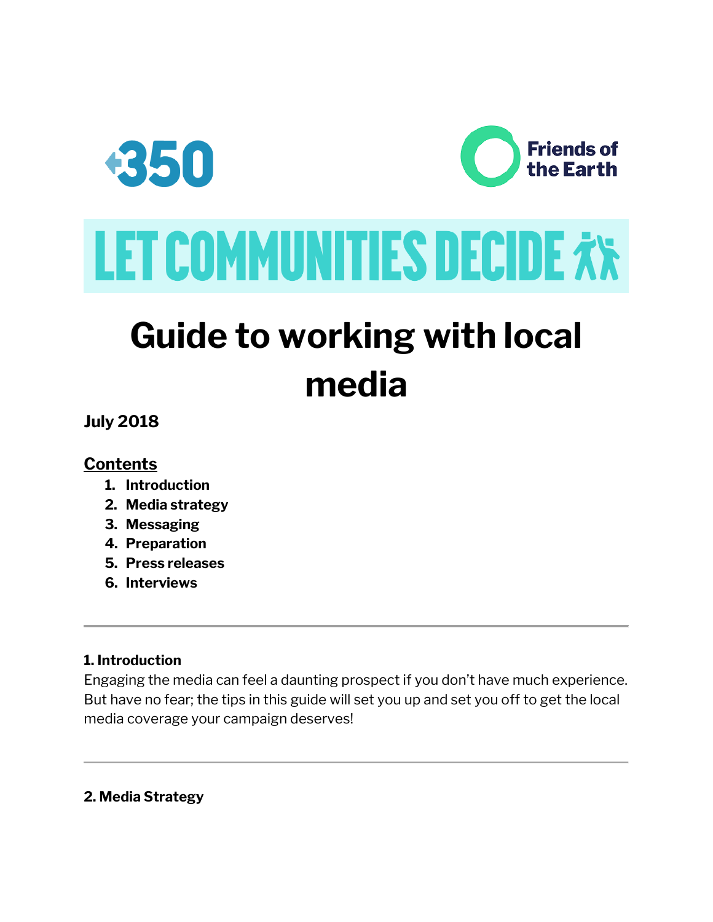350

Friends of the Earth

LET COMMUNITIES DECIDE

# Guide to working with local media

**July 2018**

## Contents

1. **Introduction**
2. **Media strategy**
3. **Messaging**
4. **Preparation**
5. **Press releases**
6. **Interviews**

---

### 1. Introduction

Engaging the media can feel a daunting prospect if you don't have much experience. But have no fear; the tips in this guide will set you up and set you off to get the local media coverage your campaign deserves!

---

### 2. Media Strategy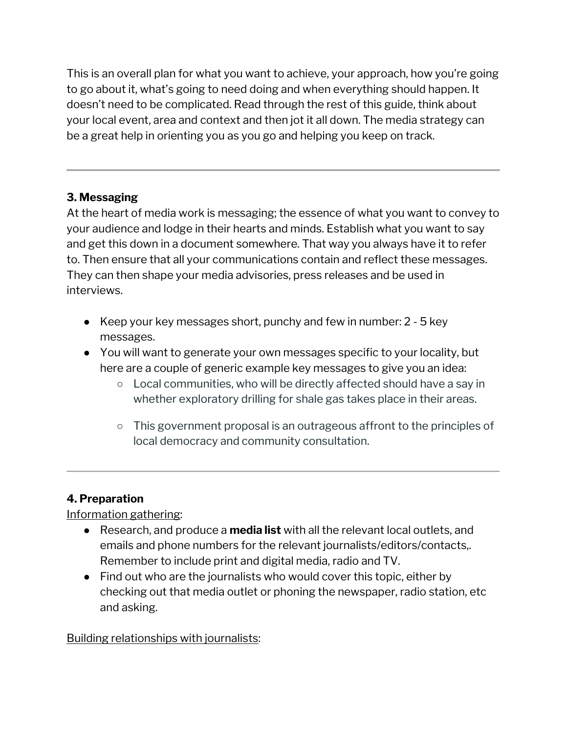This is an overall plan for what you want to achieve, your approach, how you're going to go about it, what's going to need doing and when everything should happen. It doesn't need to be complicated. Read through the rest of this guide, think about your local event, area and context and then jot it all down. The media strategy can be a great help in orienting you as you go and helping you keep on track.

---

### 3. Messaging

At the heart of media work is messaging; the essence of what you want to convey to your audience and lodge in their hearts and minds. Establish what you want to say and get this down in a document somewhere. That way you always have it to refer to. Then ensure that all your communications contain and reflect these messages. They can then shape your media advisories, press releases and be used in interviews.

- Keep your key messages short, punchy and few in number: 2 - 5 key messages.
- You will want to generate your own messages specific to your locality, but here are a couple of generic example key messages to give you an idea:
    - Local communities, who will be directly affected should have a say in whether exploratory drilling for shale gas takes place in their areas.
    - This government proposal is an outrageous affront to the principles of local democracy and community consultation.

---

### 4. Preparation

<u>Information gathering</u>:

- Research, and produce a **media list** with all the relevant local outlets, and emails and phone numbers for the relevant journalists/editors/contacts,. Remember to include print and digital media, radio and TV.
- Find out who are the journalists who would cover this topic, either by checking out that media outlet or phoning the newspaper, radio station, etc and asking.

<u>Building relationships with journalists</u>: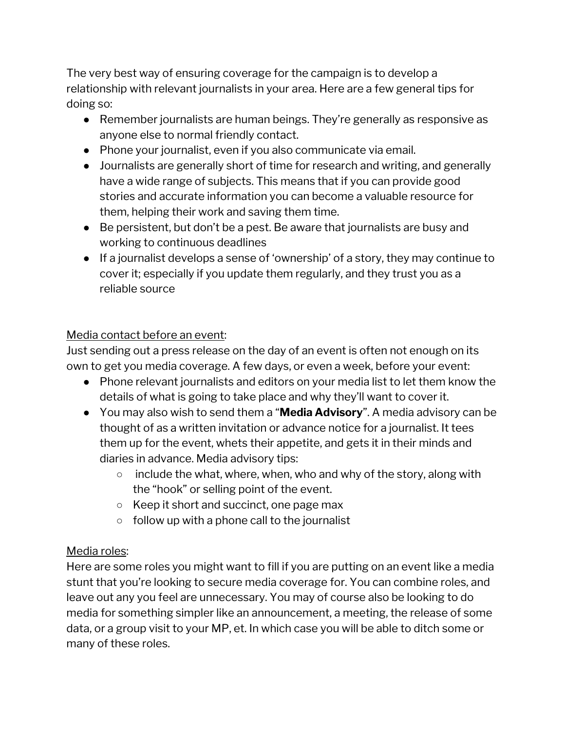The very best way of ensuring coverage for the campaign is to develop a relationship with relevant journalists in your area. Here are a few general tips for doing so:

- Remember journalists are human beings. They're generally as responsive as anyone else to normal friendly contact.
- Phone your journalist, even if you also communicate via email.
- Journalists are generally short of time for research and writing, and generally have a wide range of subjects. This means that if you can provide good stories and accurate information you can become a valuable resource for them, helping their work and saving them time.
- Be persistent, but don't be a pest. Be aware that journalists are busy and working to continuous deadlines
- If a journalist develops a sense of 'ownership' of a story, they may continue to cover it; especially if you update them regularly, and they trust you as a reliable source

<u>Media contact before an event</u>:
Just sending out a press release on the day of an event is often not enough on its own to get you media coverage. A few days, or even a week, before your event:

- Phone relevant journalists and editors on your media list to let them know the details of what is going to take place and why they'll want to cover it.
- You may also wish to send them a "**Media Advisory**". A media advisory can be thought of as a written invitation or advance notice for a journalist. It tees them up for the event, whets their appetite, and gets it in their minds and diaries in advance. Media advisory tips:
    - include the what, where, when, who and why of the story, along with the "hook" or selling point of the event.
    - Keep it short and succinct, one page max
    - follow up with a phone call to the journalist

<u>Media roles</u>:
Here are some roles you might want to fill if you are putting on an event like a media stunt that you're looking to secure media coverage for. You can combine roles, and leave out any you feel are unnecessary. You may of course also be looking to do media for something simpler like an announcement, a meeting, the release of some data, or a group visit to your MP, et. In which case you will be able to ditch some or many of these roles.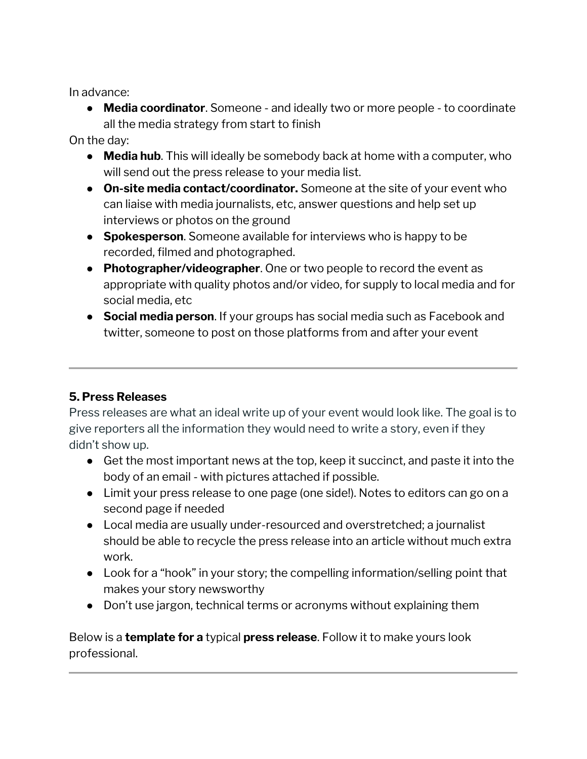In advance:

- **Media coordinator**. Someone - and ideally two or more people - to coordinate all the media strategy from start to finish

On the day:

- **Media hub**. This will ideally be somebody back at home with a computer, who will send out the press release to your media list.
- **On-site media contact/coordinator.** Someone at the site of your event who can liaise with media journalists, etc, answer questions and help set up interviews or photos on the ground
- **Spokesperson**. Someone available for interviews who is happy to be recorded, filmed and photographed.
- **Photographer/videographer**. One or two people to record the event as appropriate with quality photos and/or video, for supply to local media and for social media, etc
- **Social media person**. If your groups has social media such as Facebook and twitter, someone to post on those platforms from and after your event

---

### 5. Press Releases

Press releases are what an ideal write up of your event would look like. The goal is to give reporters all the information they would need to write a story, even if they didn't show up.

- Get the most important news at the top, keep it succinct, and paste it into the body of an email - with pictures attached if possible.
- Limit your press release to one page (one side!). Notes to editors can go on a second page if needed
- Local media are usually under-resourced and overstretched; a journalist should be able to recycle the press release into an article without much extra work.
- Look for a "hook" in your story; the compelling information/selling point that makes your story newsworthy
- Don't use jargon, technical terms or acronyms without explaining them

Below is a **template for a** typical **press release**. Follow it to make yours look professional.

---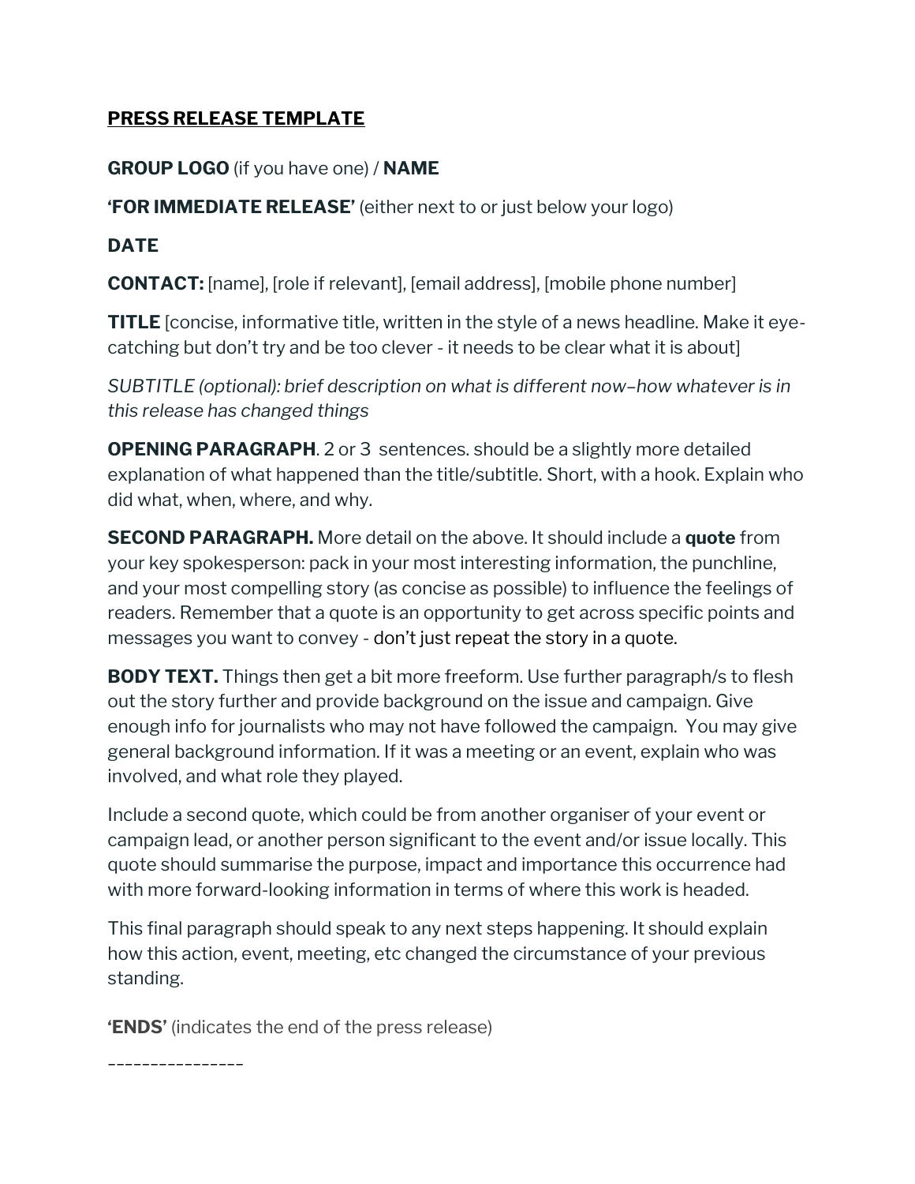**<u>PRESS RELEASE TEMPLATE</u>**

**GROUP LOGO** (if you have one) / **NAME**

**'FOR IMMEDIATE RELEASE'** (either next to or just below your logo)

**DATE**

**CONTACT:** [name], [role if relevant], [email address], [mobile phone number]

**TITLE** [concise, informative title, written in the style of a news headline. Make it eye-catching but don't try and be too clever - it needs to be clear what it is about]

*SUBTITLE (optional): brief description on what is different now–how whatever is in this release has changed things*

**OPENING PARAGRAPH**. 2 or 3 sentences. should be a slightly more detailed explanation of what happened than the title/subtitle. Short, with a hook. Explain who did what, when, where, and why.

**SECOND PARAGRAPH.** More detail on the above. It should include a **quote** from your key spokesperson: pack in your most interesting information, the punchline, and your most compelling story (as concise as possible) to influence the feelings of readers. Remember that a quote is an opportunity to get across specific points and messages you want to convey - don't just repeat the story in a quote.

**BODY TEXT.** Things then get a bit more freeform. Use further paragraph/s to flesh out the story further and provide background on the issue and campaign. Give enough info for journalists who may not have followed the campaign. You may give general background information. If it was a meeting or an event, explain who was involved, and what role they played.

Include a second quote, which could be from another organiser of your event or campaign lead, or another person significant to the event and/or issue locally. This quote should summarise the purpose, impact and importance this occurrence had with more forward-looking information in terms of where this work is headed.

This final paragraph should speak to any next steps happening. It should explain how this action, event, meeting, etc changed the circumstance of your previous standing.

**'ENDS'** (indicates the end of the press release)

----------------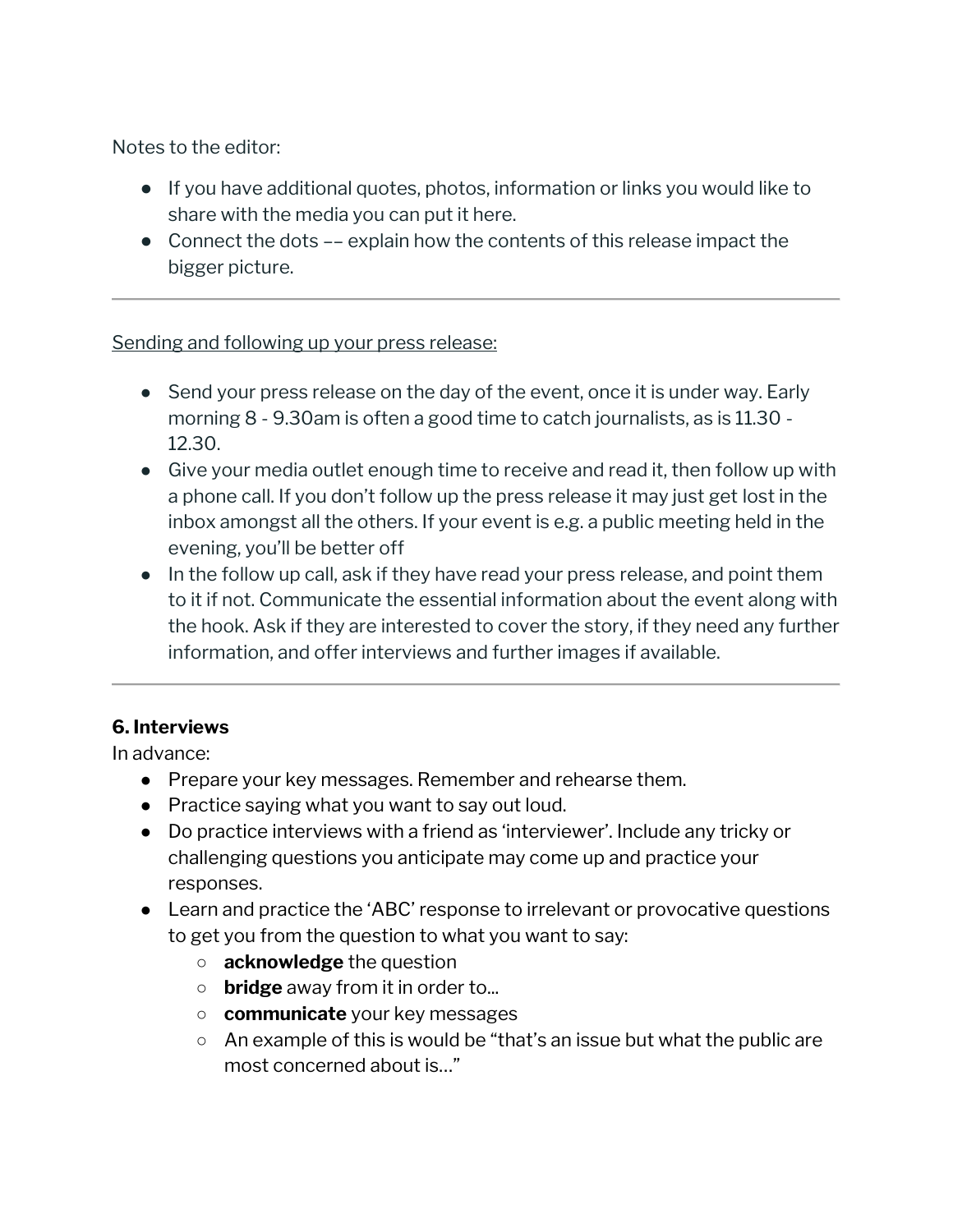Notes to the editor:

- If you have additional quotes, photos, information or links you would like to share with the media you can put it here.
- Connect the dots –– explain how the contents of this release impact the bigger picture.

---

Sending and following up your press release:

- Send your press release on the day of the event, once it is under way. Early morning 8 - 9.30am is often a good time to catch journalists, as is 11.30 - 12.30.
- Give your media outlet enough time to receive and read it, then follow up with a phone call. If you don't follow up the press release it may just get lost in the inbox amongst all the others. If your event is e.g. a public meeting held in the evening, you'll be better off
- In the follow up call, ask if they have read your press release, and point them to it if not. Communicate the essential information about the event along with the hook. Ask if they are interested to cover the story, if they need any further information, and offer interviews and further images if available.

---

**6. Interviews**

In advance:

- Prepare your key messages. Remember and rehearse them.
- Practice saying what you want to say out loud.
- Do practice interviews with a friend as 'interviewer'. Include any tricky or challenging questions you anticipate may come up and practice your responses.
- Learn and practice the 'ABC' response to irrelevant or provocative questions to get you from the question to what you want to say:
    - **acknowledge** the question
    - **bridge** away from it in order to...
    - **communicate** your key messages
    - An example of this is would be "that's an issue but what the public are most concerned about is..."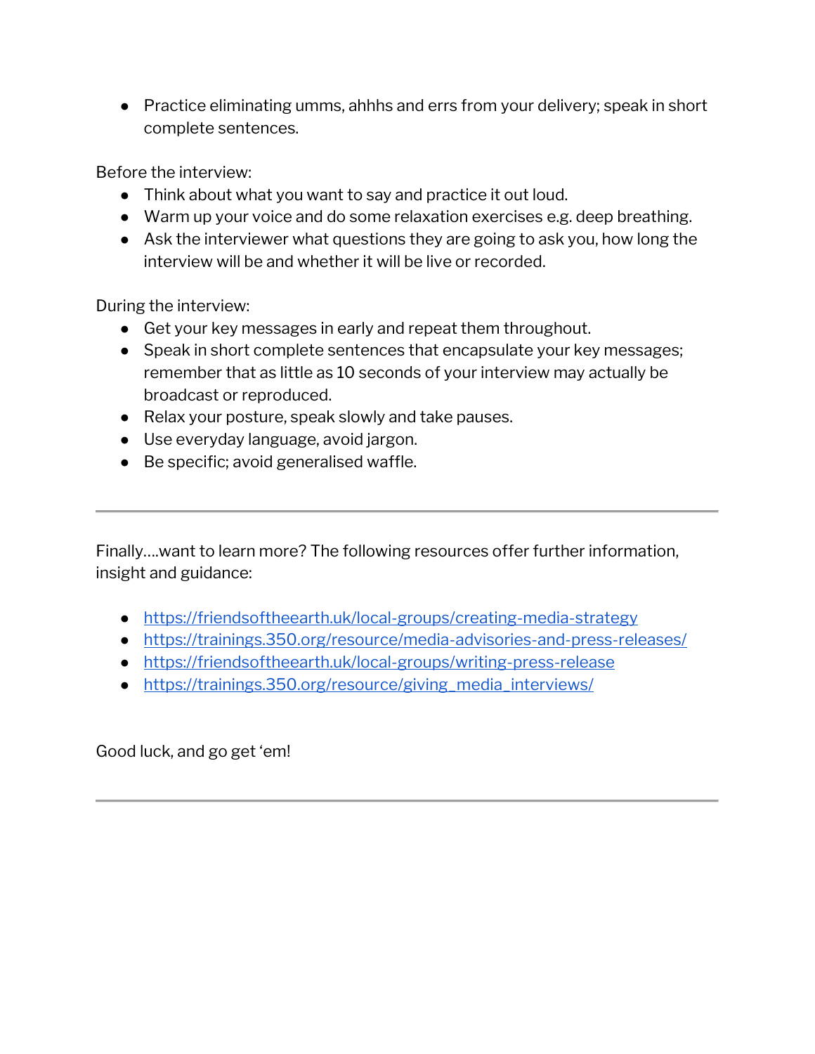- Practice eliminating umms, ahhhs and errs from your delivery; speak in short complete sentences.

Before the interview:

- Think about what you want to say and practice it out loud.
- Warm up your voice and do some relaxation exercises e.g. deep breathing.
- Ask the interviewer what questions they are going to ask you, how long the interview will be and whether it will be live or recorded.

During the interview:

- Get your key messages in early and repeat them throughout.
- Speak in short complete sentences that encapsulate your key messages; remember that as little as 10 seconds of your interview may actually be broadcast or reproduced.
- Relax your posture, speak slowly and take pauses.
- Use everyday language, avoid jargon.
- Be specific; avoid generalised waffle.

---

Finally....want to learn more? The following resources offer further information, insight and guidance:

- https://friendsoftheearth.uk/local-groups/creating-media-strategy
- https://trainings.350.org/resource/media-advisories-and-press-releases/
- https://friendsoftheearth.uk/local-groups/writing-press-release
- https://trainings.350.org/resource/giving_media_interviews/

Good luck, and go get 'em!

---